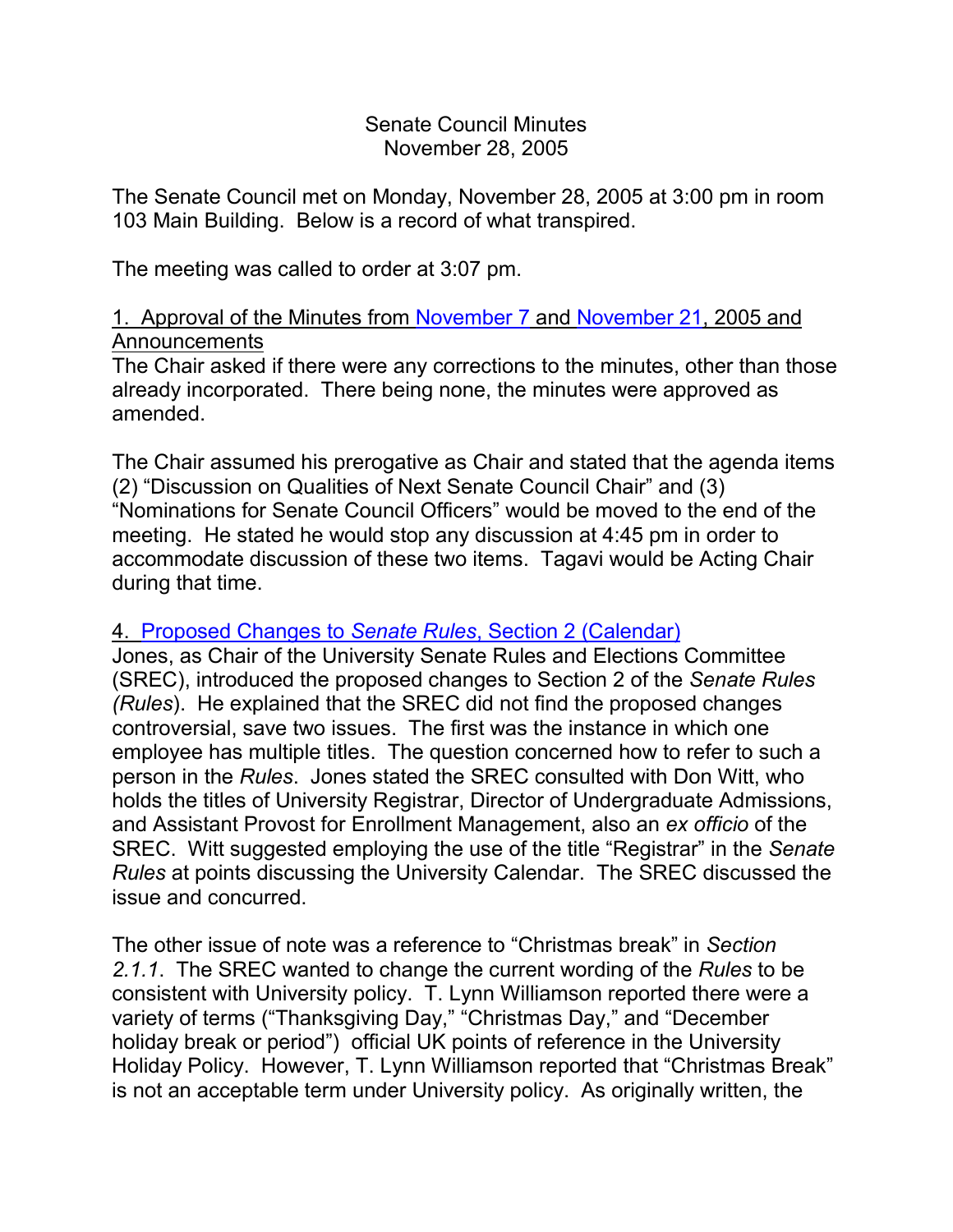# Senate Council Minutes
## November 28, 2005

The Senate Council met on Monday, November 28, 2005 at 3:00 pm in room 103 Main Building. Below is a record of what transpired.

The meeting was called to order at 3:07 pm.

### 1. Approval of the Minutes from November 7 and November 21, 2005 and Announcements

The Chair asked if there were any corrections to the minutes, other than those already incorporated. There being none, the minutes were approved as amended.

The Chair assumed his prerogative as Chair and stated that the agenda items (2) "Discussion on Qualities of Next Senate Council Chair" and (3) "Nominations for Senate Council Officers" would be moved to the end of the meeting. He stated he would stop any discussion at 4:45 pm in order to accommodate discussion of these two items. Tagavi would be Acting Chair during that time.

### 4. Proposed Changes to *Senate Rules*, Section 2 (Calendar)

Jones, as Chair of the University Senate Rules and Elections Committee (SREC), introduced the proposed changes to Section 2 of the *Senate Rules (Rules)*. He explained that the SREC did not find the proposed changes controversial, save two issues. The first was the instance in which one employee has multiple titles. The question concerned how to refer to such a person in the *Rules*. Jones stated the SREC consulted with Don Witt, who holds the titles of University Registrar, Director of Undergraduate Admissions, and Assistant Provost for Enrollment Management, also an *ex officio* of the SREC. Witt suggested employing the use of the title "Registrar" in the *Senate Rules* at points discussing the University Calendar. The SREC discussed the issue and concurred.

The other issue of note was a reference to "Christmas break" in *Section 2.1.1*. The SREC wanted to change the current wording of the *Rules* to be consistent with University policy. T. Lynn Williamson reported there were a variety of terms ("Thanksgiving Day," "Christmas Day," and "December holiday break or period") official UK points of reference in the University Holiday Policy. However, T. Lynn Williamson reported that "Christmas Break" is not an acceptable term under University policy. As originally written, the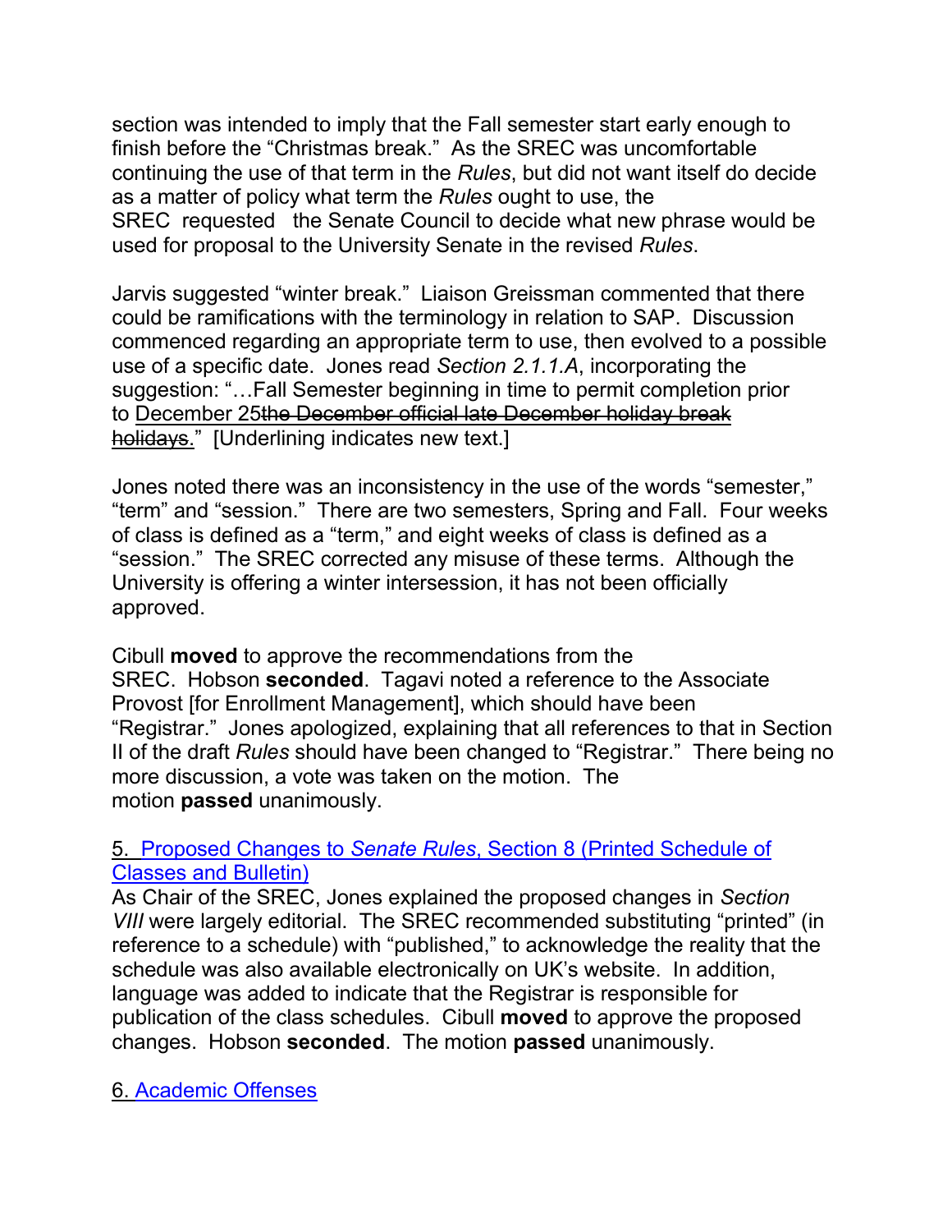section was intended to imply that the Fall semester start early enough to finish before the "Christmas break." As the SREC was uncomfortable continuing the use of that term in the *Rules*, but did not want itself do decide as a matter of policy what term the *Rules* ought to use, the SREC requested the Senate Council to decide what new phrase would be used for proposal to the University Senate in the revised *Rules*.

Jarvis suggested "winter break." Liaison Greissman commented that there could be ramifications with the terminology in relation to SAP. Discussion commenced regarding an appropriate term to use, then evolved to a possible use of a specific date. Jones read *Section 2.1.1.A*, incorporating the suggestion: "…Fall Semester beginning in time to permit completion prior to <u>December 25</u>~~the December official late December holiday break holidays~~." [Underlining indicates new text.]

Jones noted there was an inconsistency in the use of the words "semester," "term" and "session." There are two semesters, Spring and Fall. Four weeks of class is defined as a "term," and eight weeks of class is defined as a "session." The SREC corrected any misuse of these terms. Although the University is offering a winter intersession, it has not been officially approved.

Cibull **moved** to approve the recommendations from the SREC. Hobson **seconded**. Tagavi noted a reference to the Associate Provost [for Enrollment Management], which should have been "Registrar." Jones apologized, explaining that all references to that in Section II of the draft *Rules* should have been changed to "Registrar." There being no more discussion, a vote was taken on the motion. The motion **passed** unanimously.

## 5. Proposed Changes to *Senate Rules*, Section 8 (Printed Schedule of Classes and Bulletin)

As Chair of the SREC, Jones explained the proposed changes in *Section VIII* were largely editorial. The SREC recommended substituting "printed" (in reference to a schedule) with "published," to acknowledge the reality that the schedule was also available electronically on UK's website. In addition, language was added to indicate that the Registrar is responsible for publication of the class schedules. Cibull **moved** to approve the proposed changes. Hobson **seconded**. The motion **passed** unanimously.

## 6. Academic Offenses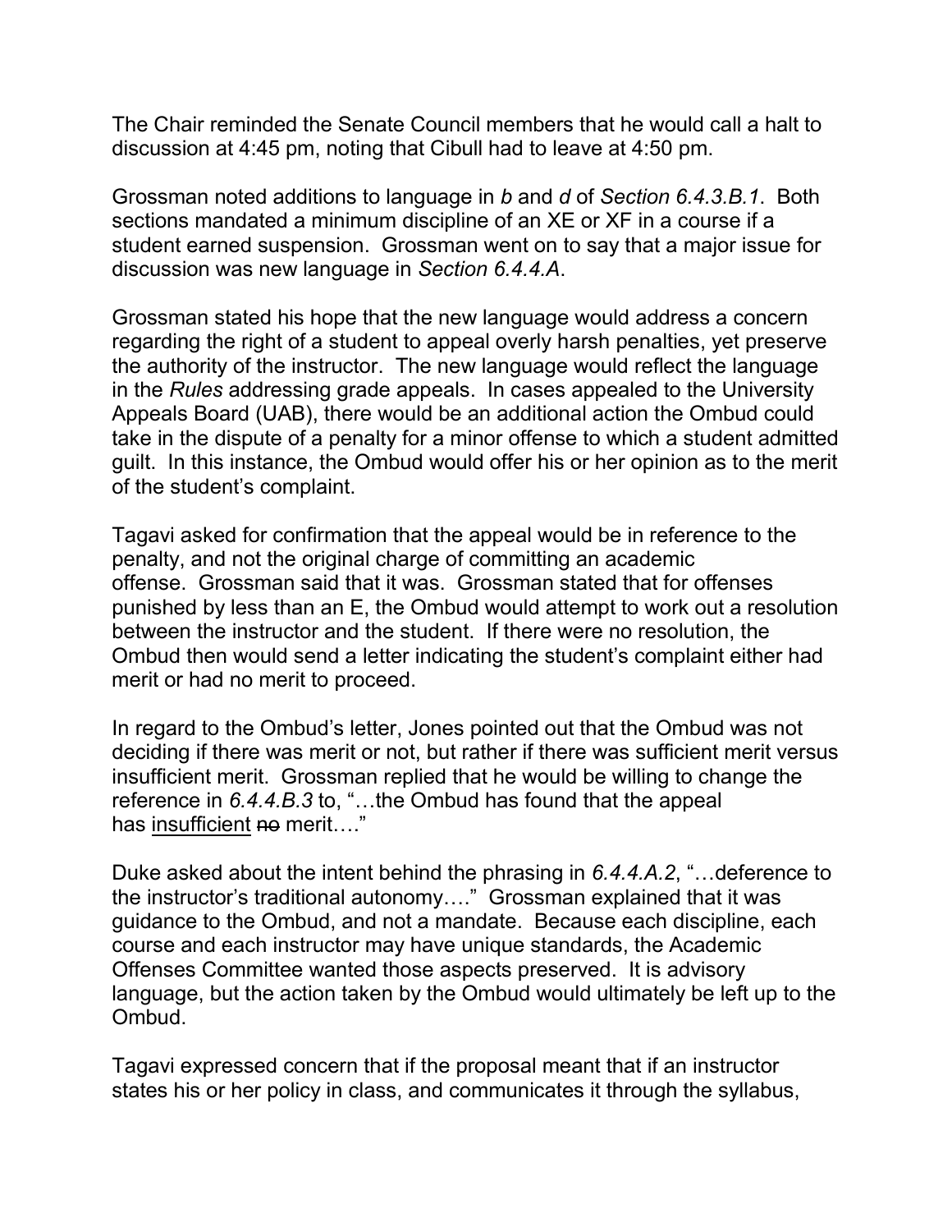The Chair reminded the Senate Council members that he would call a halt to discussion at 4:45 pm, noting that Cibull had to leave at 4:50 pm.

Grossman noted additions to language in *b* and *d* of *Section 6.4.3.B.1*. Both sections mandated a minimum discipline of an XE or XF in a course if a student earned suspension. Grossman went on to say that a major issue for discussion was new language in *Section 6.4.4.A*.

Grossman stated his hope that the new language would address a concern regarding the right of a student to appeal overly harsh penalties, yet preserve the authority of the instructor. The new language would reflect the language in the *Rules* addressing grade appeals. In cases appealed to the University Appeals Board (UAB), there would be an additional action the Ombud could take in the dispute of a penalty for a minor offense to which a student admitted guilt. In this instance, the Ombud would offer his or her opinion as to the merit of the student's complaint.

Tagavi asked for confirmation that the appeal would be in reference to the penalty, and not the original charge of committing an academic offense. Grossman said that it was. Grossman stated that for offenses punished by less than an E, the Ombud would attempt to work out a resolution between the instructor and the student. If there were no resolution, the Ombud then would send a letter indicating the student's complaint either had merit or had no merit to proceed.

In regard to the Ombud's letter, Jones pointed out that the Ombud was not deciding if there was merit or not, but rather if there was sufficient merit versus insufficient merit. Grossman replied that he would be willing to change the reference in *6.4.4.B.3* to, "…the Ombud has found that the appeal has <u>insufficient</u> ~~no~~ merit…."

Duke asked about the intent behind the phrasing in *6.4.4.A.2*, "…deference to the instructor's traditional autonomy…." Grossman explained that it was guidance to the Ombud, and not a mandate. Because each discipline, each course and each instructor may have unique standards, the Academic Offenses Committee wanted those aspects preserved. It is advisory language, but the action taken by the Ombud would ultimately be left up to the Ombud.

Tagavi expressed concern that if the proposal meant that if an instructor states his or her policy in class, and communicates it through the syllabus,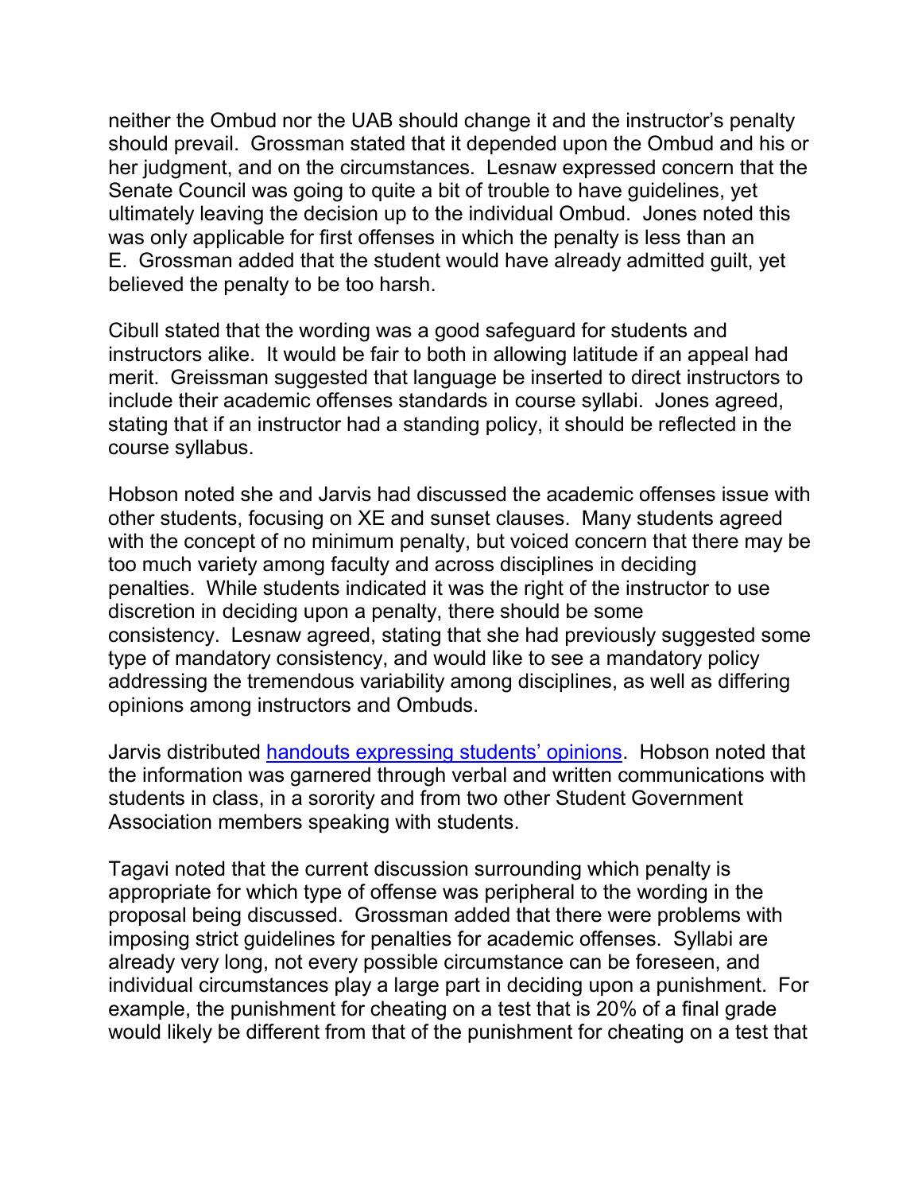neither the Ombud nor the UAB should change it and the instructor's penalty should prevail. Grossman stated that it depended upon the Ombud and his or her judgment, and on the circumstances. Lesnaw expressed concern that the Senate Council was going to quite a bit of trouble to have guidelines, yet ultimately leaving the decision up to the individual Ombud. Jones noted this was only applicable for first offenses in which the penalty is less than an E. Grossman added that the student would have already admitted guilt, yet believed the penalty to be too harsh.

Cibull stated that the wording was a good safeguard for students and instructors alike. It would be fair to both in allowing latitude if an appeal had merit. Greissman suggested that language be inserted to direct instructors to include their academic offenses standards in course syllabi. Jones agreed, stating that if an instructor had a standing policy, it should be reflected in the course syllabus.

Hobson noted she and Jarvis had discussed the academic offenses issue with other students, focusing on XE and sunset clauses. Many students agreed with the concept of no minimum penalty, but voiced concern that there may be too much variety among faculty and across disciplines in deciding penalties. While students indicated it was the right of the instructor to use discretion in deciding upon a penalty, there should be some consistency. Lesnaw agreed, stating that she had previously suggested some type of mandatory consistency, and would like to see a mandatory policy addressing the tremendous variability among disciplines, as well as differing opinions among instructors and Ombuds.

Jarvis distributed [handouts expressing students' opinions](). Hobson noted that the information was garnered through verbal and written communications with students in class, in a sorority and from two other Student Government Association members speaking with students.

Tagavi noted that the current discussion surrounding which penalty is appropriate for which type of offense was peripheral to the wording in the proposal being discussed. Grossman added that there were problems with imposing strict guidelines for penalties for academic offenses. Syllabi are already very long, not every possible circumstance can be foreseen, and individual circumstances play a large part in deciding upon a punishment. For example, the punishment for cheating on a test that is 20% of a final grade would likely be different from that of the punishment for cheating on a test that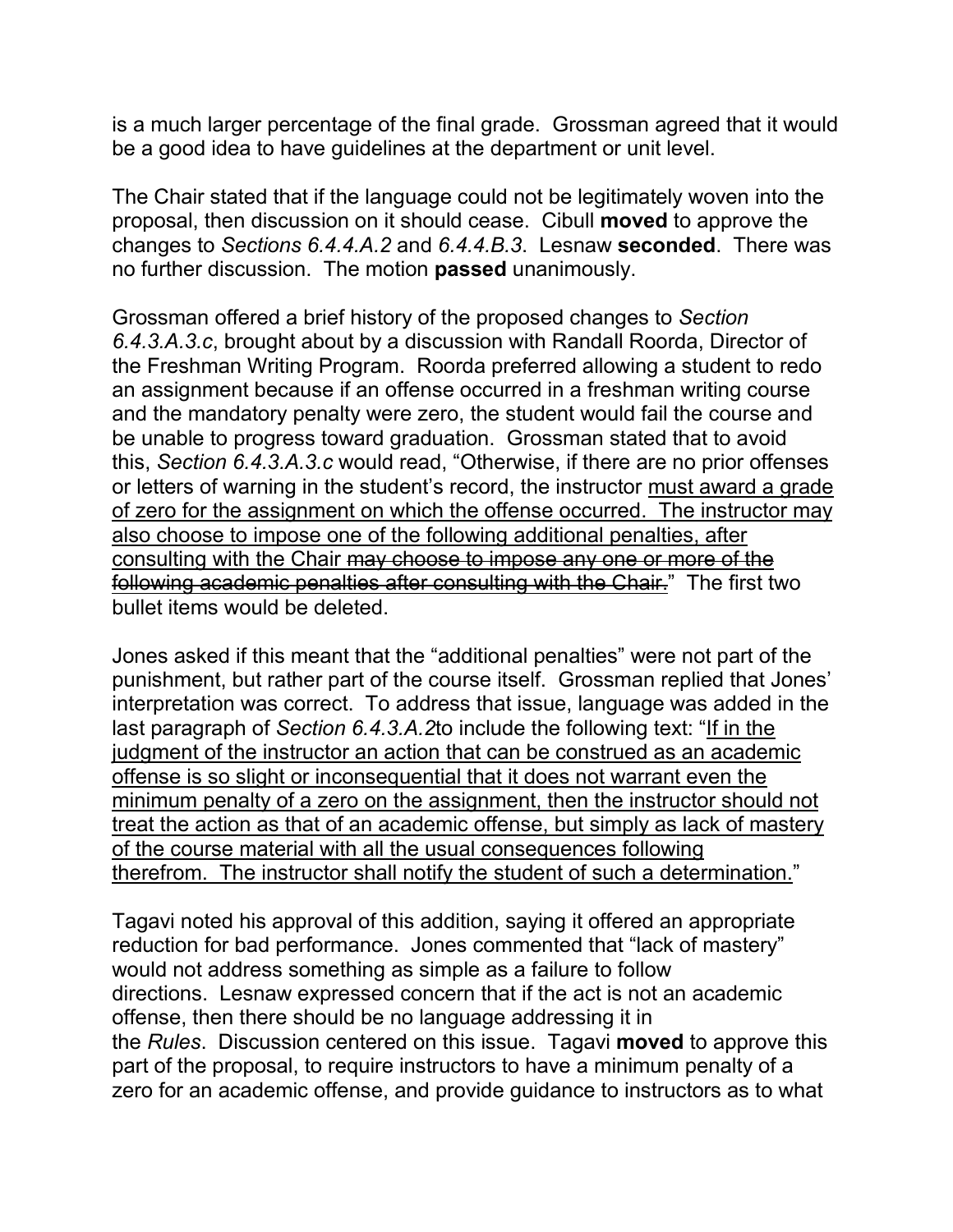is a much larger percentage of the final grade. Grossman agreed that it would be a good idea to have guidelines at the department or unit level.

The Chair stated that if the language could not be legitimately woven into the proposal, then discussion on it should cease. Cibull **moved** to approve the changes to *Sections 6.4.4.A.2* and *6.4.4.B.3*. Lesnaw **seconded**. There was no further discussion. The motion **passed** unanimously.

Grossman offered a brief history of the proposed changes to *Section 6.4.3.A.3.c*, brought about by a discussion with Randall Roorda, Director of the Freshman Writing Program. Roorda preferred allowing a student to redo an assignment because if an offense occurred in a freshman writing course and the mandatory penalty were zero, the student would fail the course and be unable to progress toward graduation. Grossman stated that to avoid this, *Section 6.4.3.A.3.c* would read, "Otherwise, if there are no prior offenses or letters of warning in the student's record, the instructor <u>must award a grade of zero for the assignment on which the offense occurred. The instructor may also choose to impose one of the following additional penalties, after consulting with the Chair</u> ~~may choose to impose any one or more of the following academic penalties after consulting with the Chair.~~" The first two bullet items would be deleted.

Jones asked if this meant that the "additional penalties" were not part of the punishment, but rather part of the course itself. Grossman replied that Jones' interpretation was correct. To address that issue, language was added in the last paragraph of *Section 6.4.3.A.2*to include the following text: "<u>If in the judgment of the instructor an action that can be construed as an academic offense is so slight or inconsequential that it does not warrant even the minimum penalty of a zero on the assignment, then the instructor should not treat the action as that of an academic offense, but simply as lack of mastery of the course material with all the usual consequences following therefrom. The instructor shall notify the student of such a determination.</u>"

Tagavi noted his approval of this addition, saying it offered an appropriate reduction for bad performance. Jones commented that "lack of mastery" would not address something as simple as a failure to follow directions. Lesnaw expressed concern that if the act is not an academic offense, then there should be no language addressing it in the *Rules*. Discussion centered on this issue. Tagavi **moved** to approve this part of the proposal, to require instructors to have a minimum penalty of a zero for an academic offense, and provide guidance to instructors as to what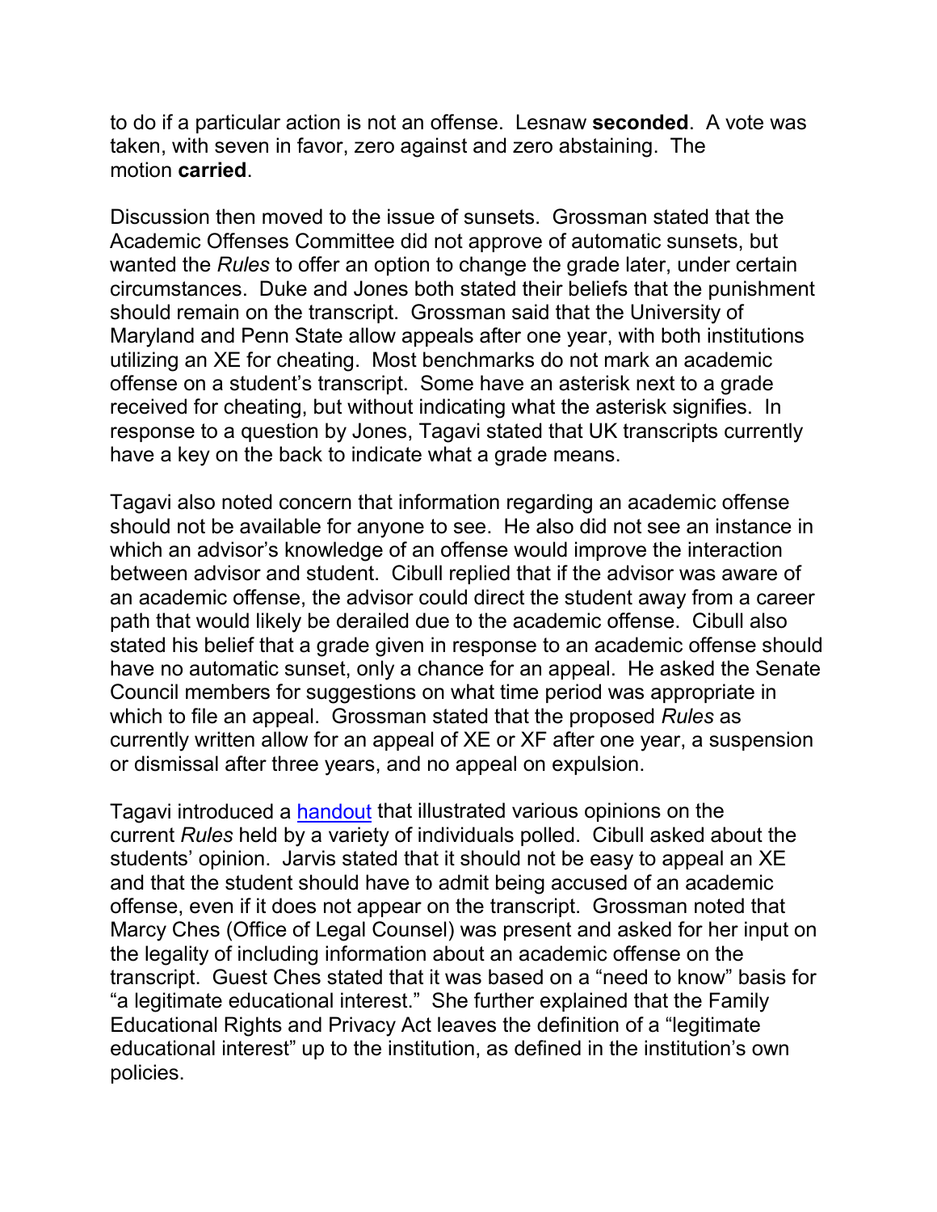to do if a particular action is not an offense. Lesnaw **seconded**. A vote was taken, with seven in favor, zero against and zero abstaining. The motion **carried**.

Discussion then moved to the issue of sunsets. Grossman stated that the Academic Offenses Committee did not approve of automatic sunsets, but wanted the *Rules* to offer an option to change the grade later, under certain circumstances. Duke and Jones both stated their beliefs that the punishment should remain on the transcript. Grossman said that the University of Maryland and Penn State allow appeals after one year, with both institutions utilizing an XE for cheating. Most benchmarks do not mark an academic offense on a student's transcript. Some have an asterisk next to a grade received for cheating, but without indicating what the asterisk signifies. In response to a question by Jones, Tagavi stated that UK transcripts currently have a key on the back to indicate what a grade means.

Tagavi also noted concern that information regarding an academic offense should not be available for anyone to see. He also did not see an instance in which an advisor's knowledge of an offense would improve the interaction between advisor and student. Cibull replied that if the advisor was aware of an academic offense, the advisor could direct the student away from a career path that would likely be derailed due to the academic offense. Cibull also stated his belief that a grade given in response to an academic offense should have no automatic sunset, only a chance for an appeal. He asked the Senate Council members for suggestions on what time period was appropriate in which to file an appeal. Grossman stated that the proposed *Rules* as currently written allow for an appeal of XE or XF after one year, a suspension or dismissal after three years, and no appeal on expulsion.

Tagavi introduced a handout that illustrated various opinions on the current *Rules* held by a variety of individuals polled. Cibull asked about the students' opinion. Jarvis stated that it should not be easy to appeal an XE and that the student should have to admit being accused of an academic offense, even if it does not appear on the transcript. Grossman noted that Marcy Ches (Office of Legal Counsel) was present and asked for her input on the legality of including information about an academic offense on the transcript. Guest Ches stated that it was based on a "need to know" basis for "a legitimate educational interest." She further explained that the Family Educational Rights and Privacy Act leaves the definition of a "legitimate educational interest" up to the institution, as defined in the institution's own policies.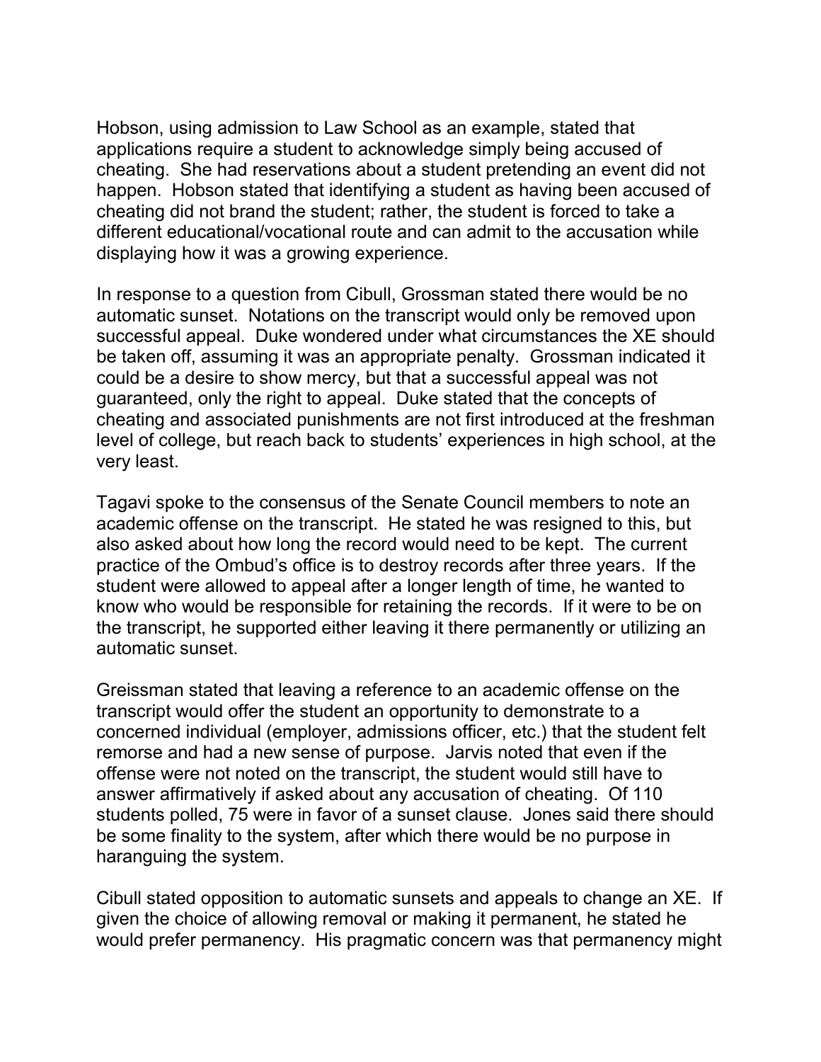Hobson, using admission to Law School as an example, stated that applications require a student to acknowledge simply being accused of cheating. She had reservations about a student pretending an event did not happen. Hobson stated that identifying a student as having been accused of cheating did not brand the student; rather, the student is forced to take a different educational/vocational route and can admit to the accusation while displaying how it was a growing experience.

In response to a question from Cibull, Grossman stated there would be no automatic sunset. Notations on the transcript would only be removed upon successful appeal. Duke wondered under what circumstances the XE should be taken off, assuming it was an appropriate penalty. Grossman indicated it could be a desire to show mercy, but that a successful appeal was not guaranteed, only the right to appeal. Duke stated that the concepts of cheating and associated punishments are not first introduced at the freshman level of college, but reach back to students' experiences in high school, at the very least.

Tagavi spoke to the consensus of the Senate Council members to note an academic offense on the transcript. He stated he was resigned to this, but also asked about how long the record would need to be kept. The current practice of the Ombud's office is to destroy records after three years. If the student were allowed to appeal after a longer length of time, he wanted to know who would be responsible for retaining the records. If it were to be on the transcript, he supported either leaving it there permanently or utilizing an automatic sunset.

Greissman stated that leaving a reference to an academic offense on the transcript would offer the student an opportunity to demonstrate to a concerned individual (employer, admissions officer, etc.) that the student felt remorse and had a new sense of purpose. Jarvis noted that even if the offense were not noted on the transcript, the student would still have to answer affirmatively if asked about any accusation of cheating. Of 110 students polled, 75 were in favor of a sunset clause. Jones said there should be some finality to the system, after which there would be no purpose in haranguing the system.

Cibull stated opposition to automatic sunsets and appeals to change an XE. If given the choice of allowing removal or making it permanent, he stated he would prefer permanency. His pragmatic concern was that permanency might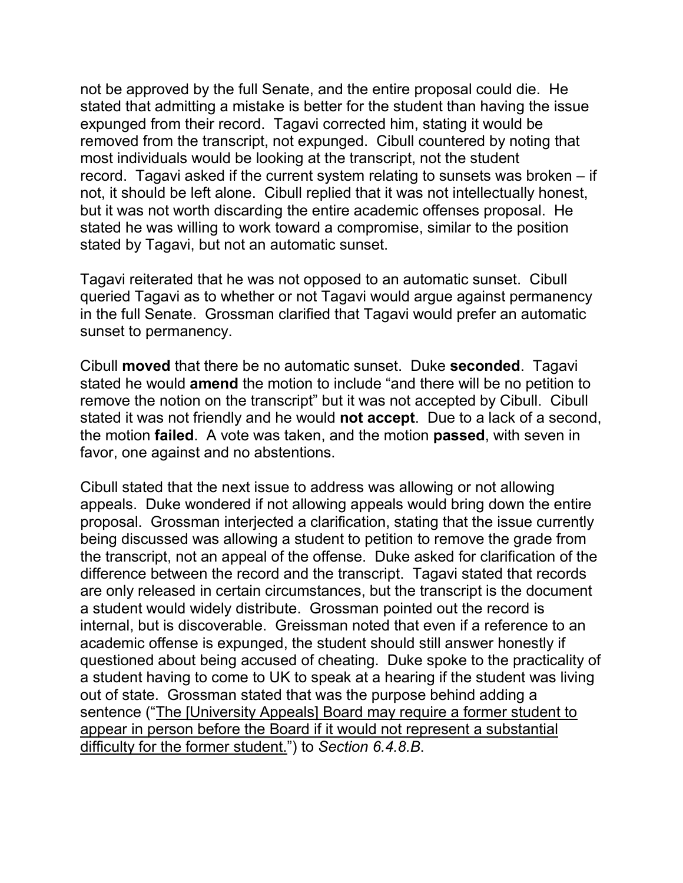not be approved by the full Senate, and the entire proposal could die. He stated that admitting a mistake is better for the student than having the issue expunged from their record. Tagavi corrected him, stating it would be removed from the transcript, not expunged. Cibull countered by noting that most individuals would be looking at the transcript, not the student record. Tagavi asked if the current system relating to sunsets was broken – if not, it should be left alone. Cibull replied that it was not intellectually honest, but it was not worth discarding the entire academic offenses proposal. He stated he was willing to work toward a compromise, similar to the position stated by Tagavi, but not an automatic sunset.

Tagavi reiterated that he was not opposed to an automatic sunset. Cibull queried Tagavi as to whether or not Tagavi would argue against permanency in the full Senate. Grossman clarified that Tagavi would prefer an automatic sunset to permanency.

Cibull **moved** that there be no automatic sunset. Duke **seconded**. Tagavi stated he would **amend** the motion to include "and there will be no petition to remove the notion on the transcript" but it was not accepted by Cibull. Cibull stated it was not friendly and he would **not accept**. Due to a lack of a second, the motion **failed**. A vote was taken, and the motion **passed**, with seven in favor, one against and no abstentions.

Cibull stated that the next issue to address was allowing or not allowing appeals. Duke wondered if not allowing appeals would bring down the entire proposal. Grossman interjected a clarification, stating that the issue currently being discussed was allowing a student to petition to remove the grade from the transcript, not an appeal of the offense. Duke asked for clarification of the difference between the record and the transcript. Tagavi stated that records are only released in certain circumstances, but the transcript is the document a student would widely distribute. Grossman pointed out the record is internal, but is discoverable. Greissman noted that even if a reference to an academic offense is expunged, the student should still answer honestly if questioned about being accused of cheating. Duke spoke to the practicality of a student having to come to UK to speak at a hearing if the student was living out of state. Grossman stated that was the purpose behind adding a sentence ("<u>The [University Appeals] Board may require a former student to appear in person before the Board if it would not represent a substantial difficulty for the former student.</u>") to *Section 6.4.8.B*.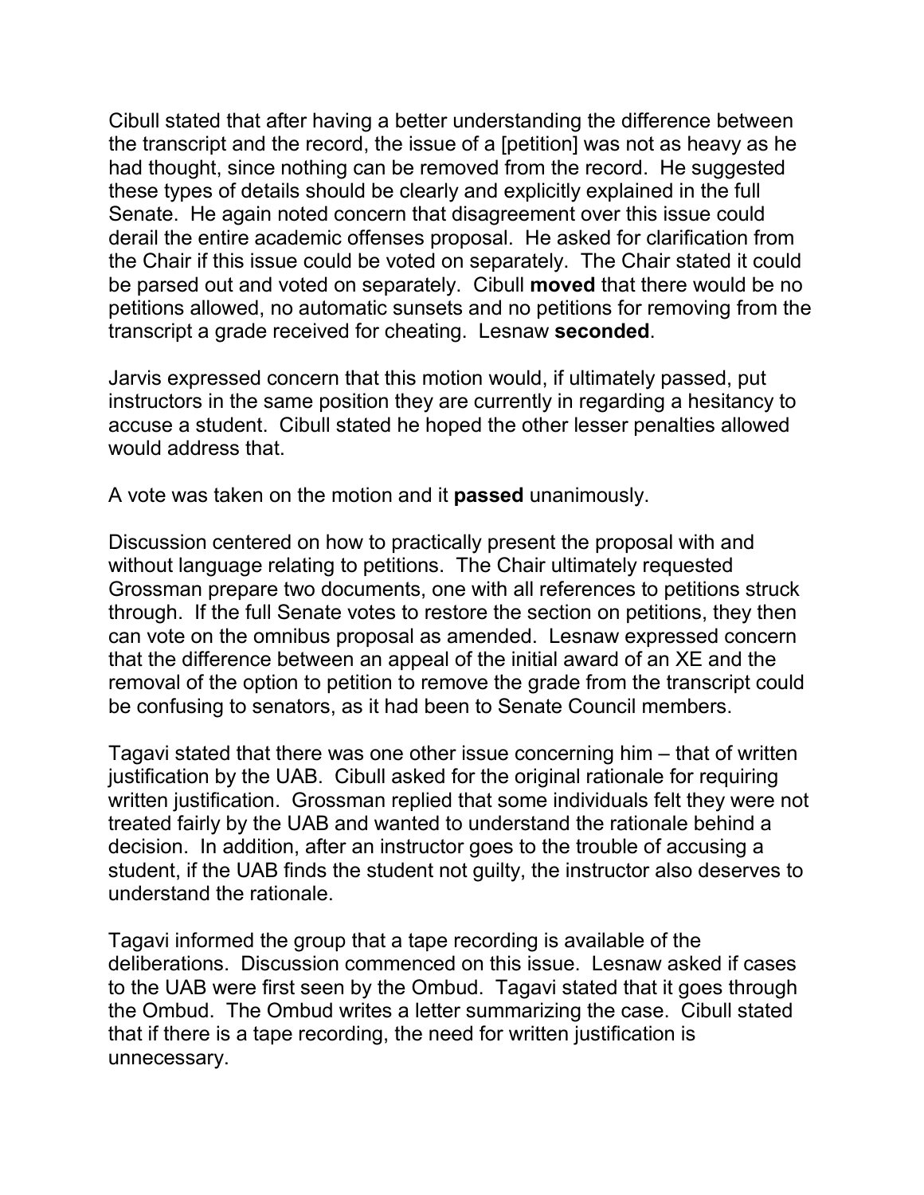Cibull stated that after having a better understanding the difference between the transcript and the record, the issue of a [petition] was not as heavy as he had thought, since nothing can be removed from the record. He suggested these types of details should be clearly and explicitly explained in the full Senate. He again noted concern that disagreement over this issue could derail the entire academic offenses proposal. He asked for clarification from the Chair if this issue could be voted on separately. The Chair stated it could be parsed out and voted on separately. Cibull **moved** that there would be no petitions allowed, no automatic sunsets and no petitions for removing from the transcript a grade received for cheating. Lesnaw **seconded**.

Jarvis expressed concern that this motion would, if ultimately passed, put instructors in the same position they are currently in regarding a hesitancy to accuse a student. Cibull stated he hoped the other lesser penalties allowed would address that.

A vote was taken on the motion and it **passed** unanimously.

Discussion centered on how to practically present the proposal with and without language relating to petitions. The Chair ultimately requested Grossman prepare two documents, one with all references to petitions struck through. If the full Senate votes to restore the section on petitions, they then can vote on the omnibus proposal as amended. Lesnaw expressed concern that the difference between an appeal of the initial award of an XE and the removal of the option to petition to remove the grade from the transcript could be confusing to senators, as it had been to Senate Council members.

Tagavi stated that there was one other issue concerning him – that of written justification by the UAB. Cibull asked for the original rationale for requiring written justification. Grossman replied that some individuals felt they were not treated fairly by the UAB and wanted to understand the rationale behind a decision. In addition, after an instructor goes to the trouble of accusing a student, if the UAB finds the student not guilty, the instructor also deserves to understand the rationale.

Tagavi informed the group that a tape recording is available of the deliberations. Discussion commenced on this issue. Lesnaw asked if cases to the UAB were first seen by the Ombud. Tagavi stated that it goes through the Ombud. The Ombud writes a letter summarizing the case. Cibull stated that if there is a tape recording, the need for written justification is unnecessary.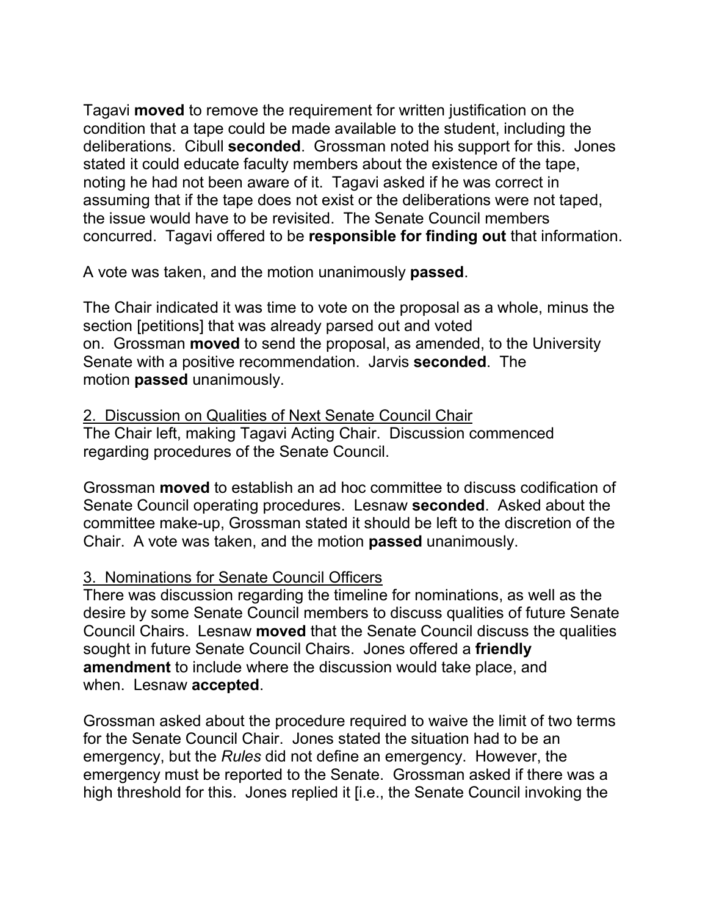Tagavi **moved** to remove the requirement for written justification on the condition that a tape could be made available to the student, including the deliberations. Cibull **seconded**. Grossman noted his support for this. Jones stated it could educate faculty members about the existence of the tape, noting he had not been aware of it. Tagavi asked if he was correct in assuming that if the tape does not exist or the deliberations were not taped, the issue would have to be revisited. The Senate Council members concurred. Tagavi offered to be **responsible for finding out** that information.

A vote was taken, and the motion unanimously **passed**.

The Chair indicated it was time to vote on the proposal as a whole, minus the section [petitions] that was already parsed out and voted on. Grossman **moved** to send the proposal, as amended, to the University Senate with a positive recommendation. Jarvis **seconded**. The motion **passed** unanimously.

<u>2. Discussion on Qualities of Next Senate Council Chair</u>
The Chair left, making Tagavi Acting Chair. Discussion commenced regarding procedures of the Senate Council.

Grossman **moved** to establish an ad hoc committee to discuss codification of Senate Council operating procedures. Lesnaw **seconded**. Asked about the committee make-up, Grossman stated it should be left to the discretion of the Chair. A vote was taken, and the motion **passed** unanimously.

<u>3. Nominations for Senate Council Officers</u>
There was discussion regarding the timeline for nominations, as well as the desire by some Senate Council members to discuss qualities of future Senate Council Chairs. Lesnaw **moved** that the Senate Council discuss the qualities sought in future Senate Council Chairs. Jones offered a **friendly amendment** to include where the discussion would take place, and when. Lesnaw **accepted**.

Grossman asked about the procedure required to waive the limit of two terms for the Senate Council Chair. Jones stated the situation had to be an emergency, but the *Rules* did not define an emergency. However, the emergency must be reported to the Senate. Grossman asked if there was a high threshold for this. Jones replied it [i.e., the Senate Council invoking the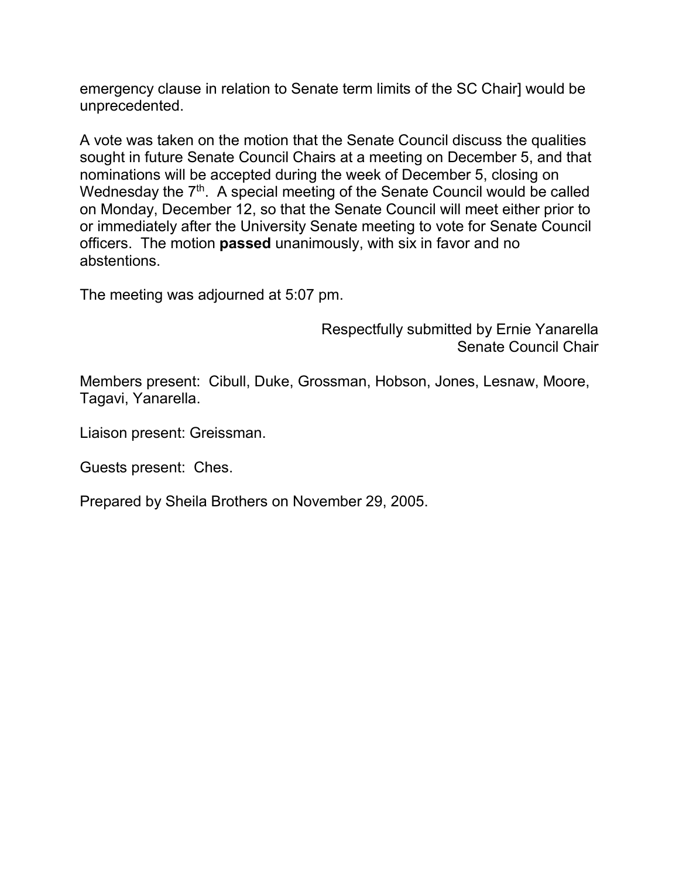emergency clause in relation to Senate term limits of the SC Chair] would be unprecedented.

A vote was taken on the motion that the Senate Council discuss the qualities sought in future Senate Council Chairs at a meeting on December 5, and that nominations will be accepted during the week of December 5, closing on Wednesday the 7th. A special meeting of the Senate Council would be called on Monday, December 12, so that the Senate Council will meet either prior to or immediately after the University Senate meeting to vote for Senate Council officers. The motion **passed** unanimously, with six in favor and no abstentions.

The meeting was adjourned at 5:07 pm.

Respectfully submitted by Ernie Yanarella
Senate Council Chair

Members present: Cibull, Duke, Grossman, Hobson, Jones, Lesnaw, Moore, Tagavi, Yanarella.

Liaison present: Greissman.

Guests present: Ches.

Prepared by Sheila Brothers on November 29, 2005.